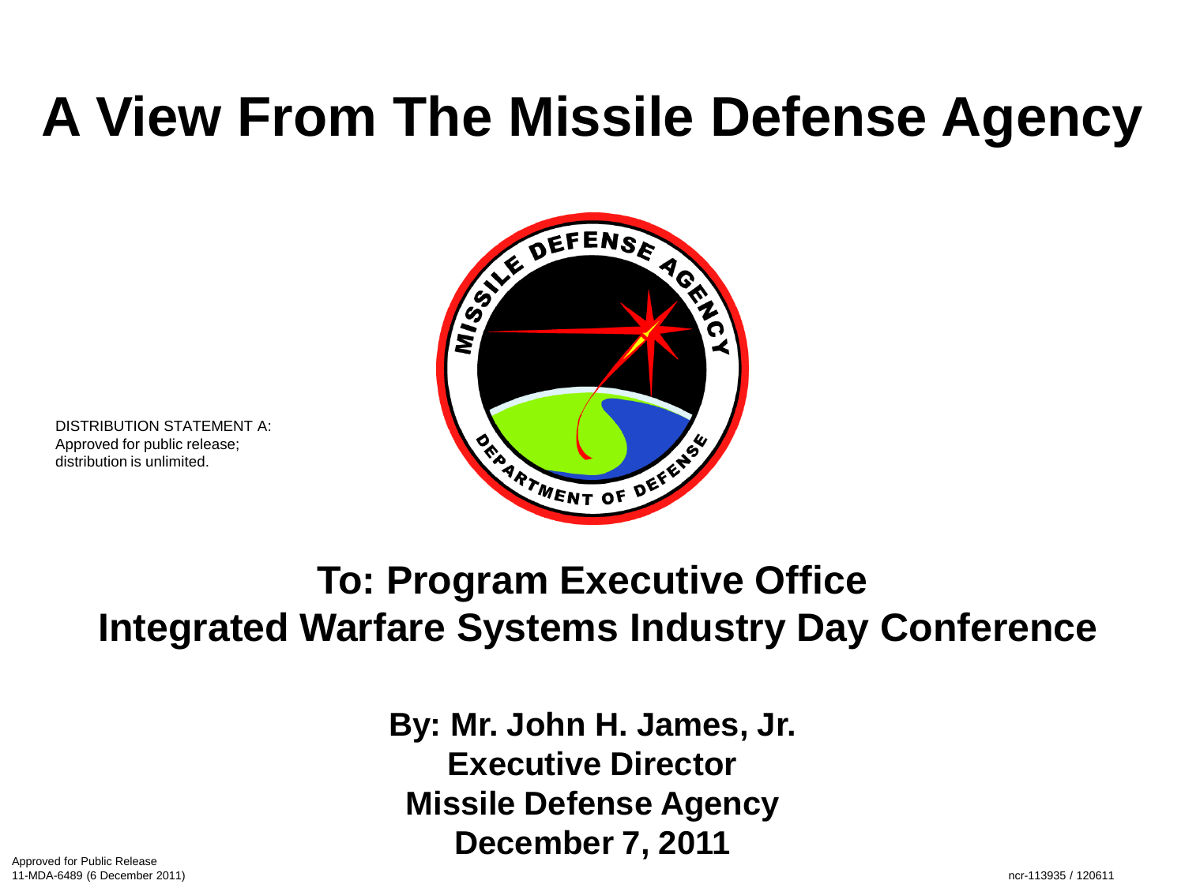# A View From The Missile Defense Agency

DISTRIBUTION STATEMENT A:
Approved for public release;
distribution is unlimited.

## To: Program Executive Office
## Integrated Warfare Systems Industry Day Conference

**By: Mr. John H. James, Jr.**
**Executive Director**
**Missile Defense Agency**
**December 7, 2011**

Approved for Public Release
11-MDA-6489 (6 December 2011)

ncr-113935 / 120611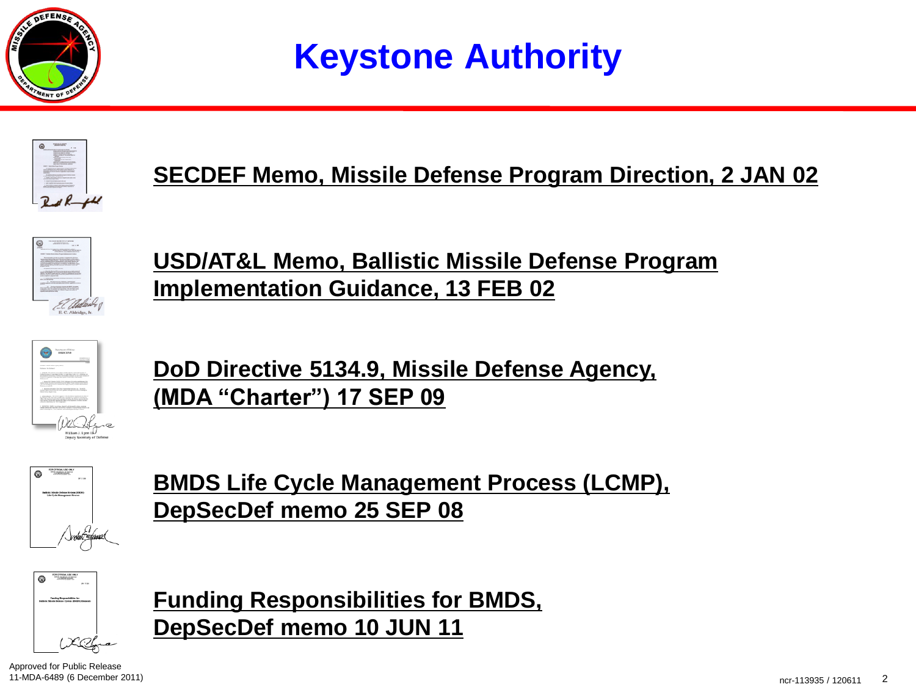# Keystone Authority

**SECDEF Memo, Missile Defense Program Direction, 2 JAN 02**

**USD/AT&L Memo, Ballistic Missile Defense Program Implementation Guidance, 13 FEB 02**

**DoD Directive 5134.9, Missile Defense Agency, (MDA "Charter") 17 SEP 09**

**BMDS Life Cycle Management Process (LCMP), DepSecDef memo 25 SEP 08**

**Funding Responsibilities for BMDS, DepSecDef memo 10 JUN 11**

Approved for Public Release
11-MDA-6489 (6 December 2011)

ncr-113935 / 120611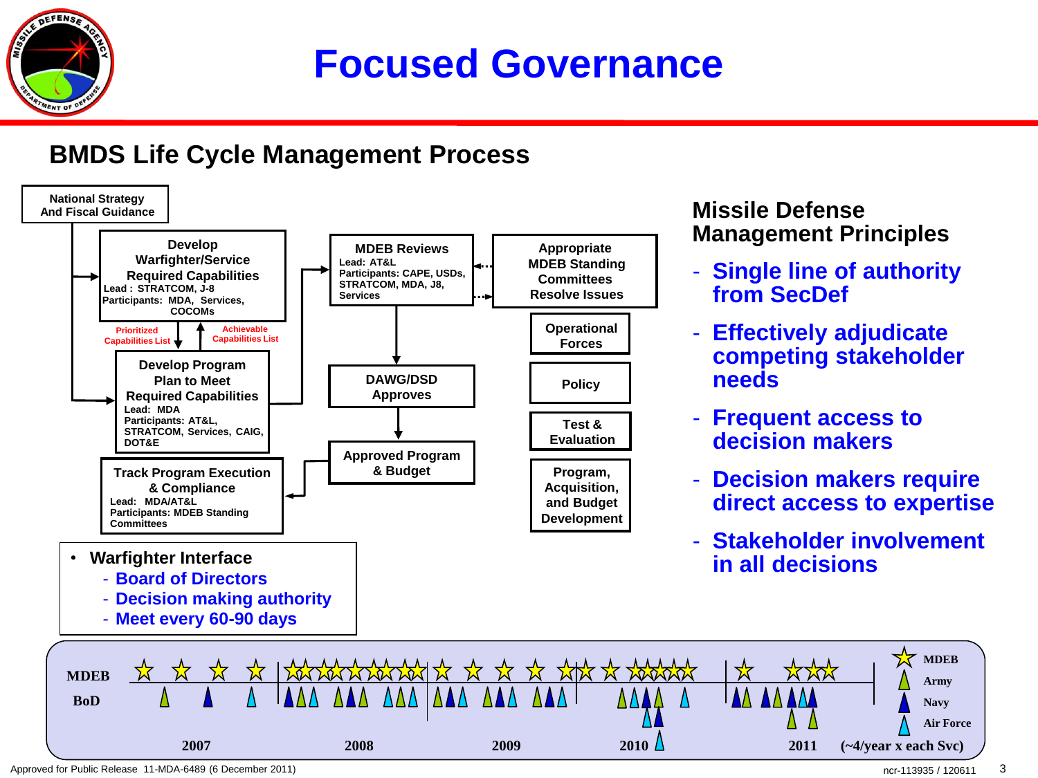# Focused Governance

## BMDS Life Cycle Management Process

**National Strategy And Fiscal Guidance**

**Develop Warfighter/Service Required Capabilities**
Lead: STRATCOM, J-8
Participants: MDA, Services, COCOMs

Prioritized Capabilities List

Achievable Capabilities List

**Develop Program Plan to Meet Required Capabilities**
Lead: MDA
Participants: AT&L, STRATCOM, Services, CAIG, DOT&E

**MDEB Reviews**
Lead: AT&L
Participants: CAPE, USDs, STRATCOM, MDA, J8, Services

**Appropriate MDEB Standing Committees Resolve Issues**

- Operational Forces
- Policy
- Test & Evaluation
- Program, Acquisition, and Budget Development

**DAWG/DSD Approves**

**Approved Program & Budget**

**Track Program Execution & Compliance**
Lead: MDA/AT&L
Participants: MDEB Standing Committees

- Warfighter Interface
  - Board of Directors
  - Decision making authority
  - Meet every 60-90 days

### Missile Defense Management Principles

- Single line of authority from SecDef
- Effectively adjudicate competing stakeholder needs
- Frequent access to decision makers
- Decision makers require direct access to expertise
- Stakeholder involvement in all decisions

MDEB

BoD

2007 2008 2009 2010 2011 (~4/year x each Svc)

MDEB, Army, Navy, Air Force

Approved for Public Release 11-MDA-6489 (6 December 2011)

ncr-113935 / 120611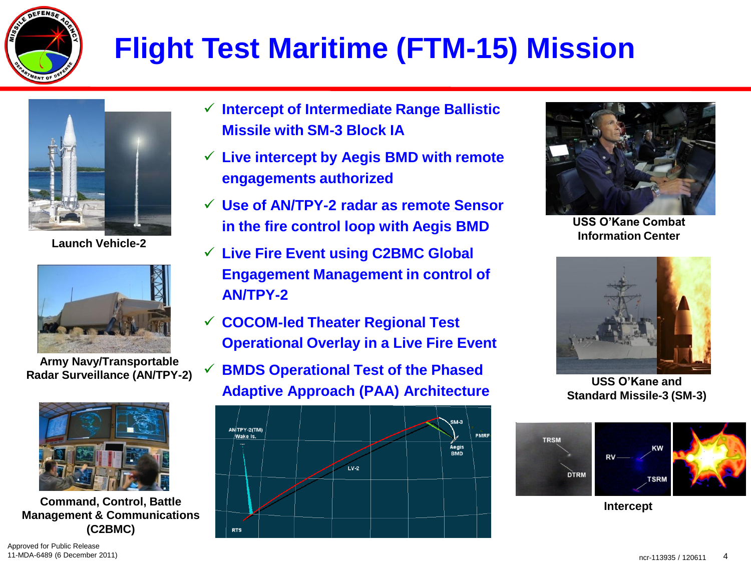# Flight Test Maritime (FTM-15) Mission

- ✓ Intercept of Intermediate Range Ballistic Missile with SM-3 Block IA
- ✓ Live intercept by Aegis BMD with remote engagements authorized
- ✓ Use of AN/TPY-2 radar as remote Sensor in the fire control loop with Aegis BMD
- ✓ Live Fire Event using C2BMC Global Engagement Management in control of AN/TPY-2
- ✓ COCOM-led Theater Regional Test Operational Overlay in a Live Fire Event
- ✓ BMDS Operational Test of the Phased Adaptive Approach (PAA) Architecture

Launch Vehicle-2

Army Navy/Transportable Radar Surveillance (AN/TPY-2)

Command, Control, Battle Management & Communications (C2BMC)

USS O'Kane Combat Information Center

USS O'Kane and Standard Missile-3 (SM-3)

Intercept

Approved for Public Release
11-MDA-6489 (6 December 2011)

ncr-113935 / 120611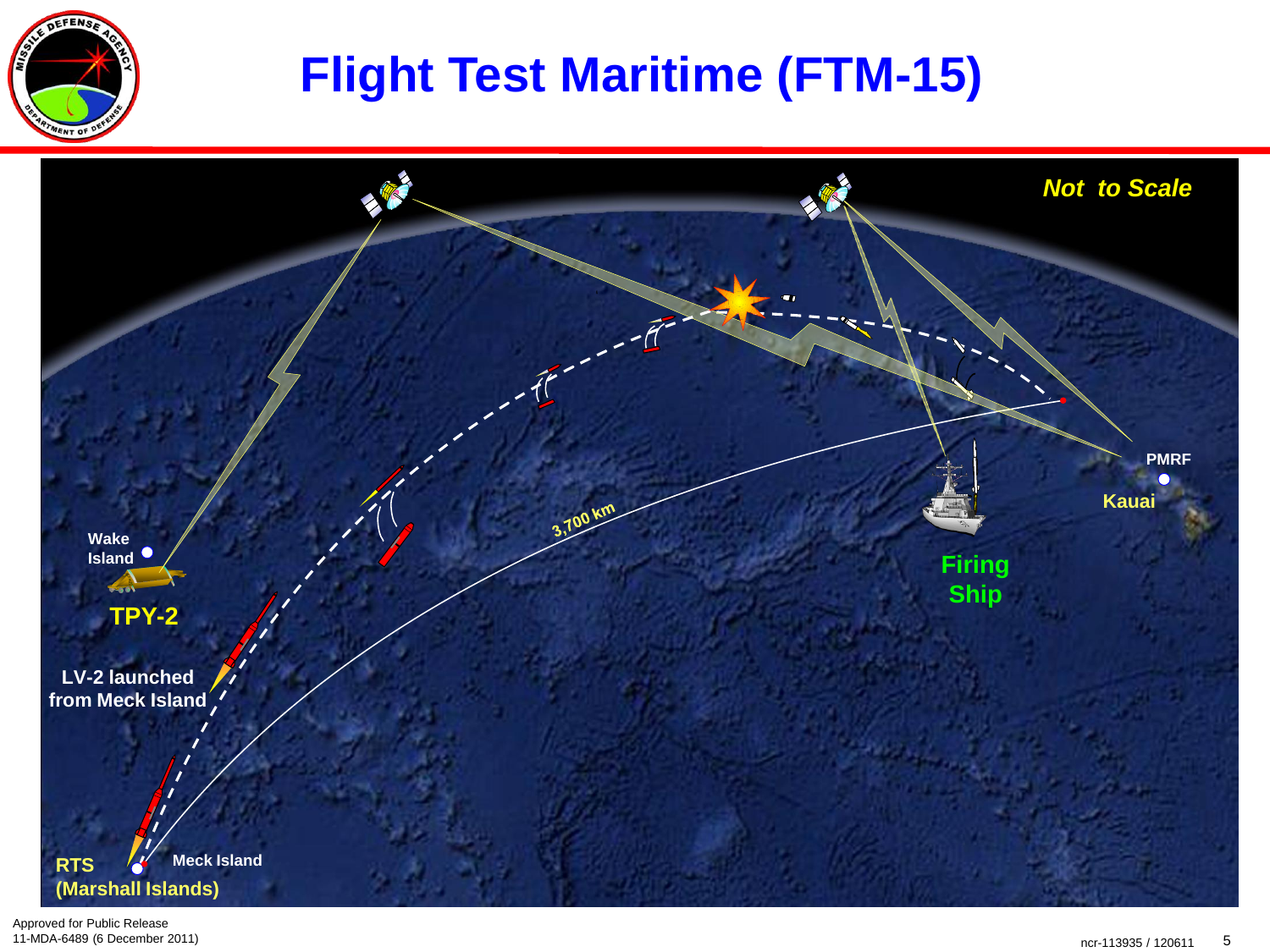# Flight Test Maritime (FTM-15)

*Not to Scale*

Wake Island

TPY-2

LV-2 launched from Meck Island

RTS (Marshall Islands)

Meck Island

3,700 km

Firing Ship

PMRF

Kauai

Approved for Public Release
11-MDA-6489 (6 December 2011)

ncr-113935 / 120611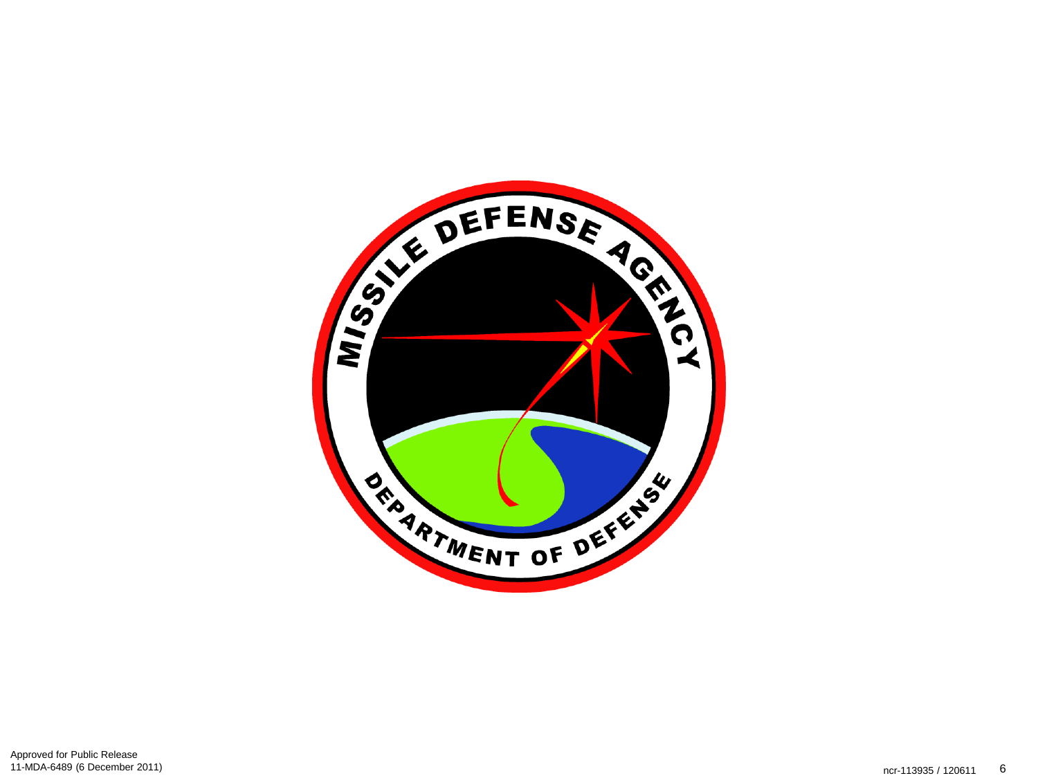Approved for Public Release
11-MDA-6489 (6 December 2011)

ncr-113935 / 120611